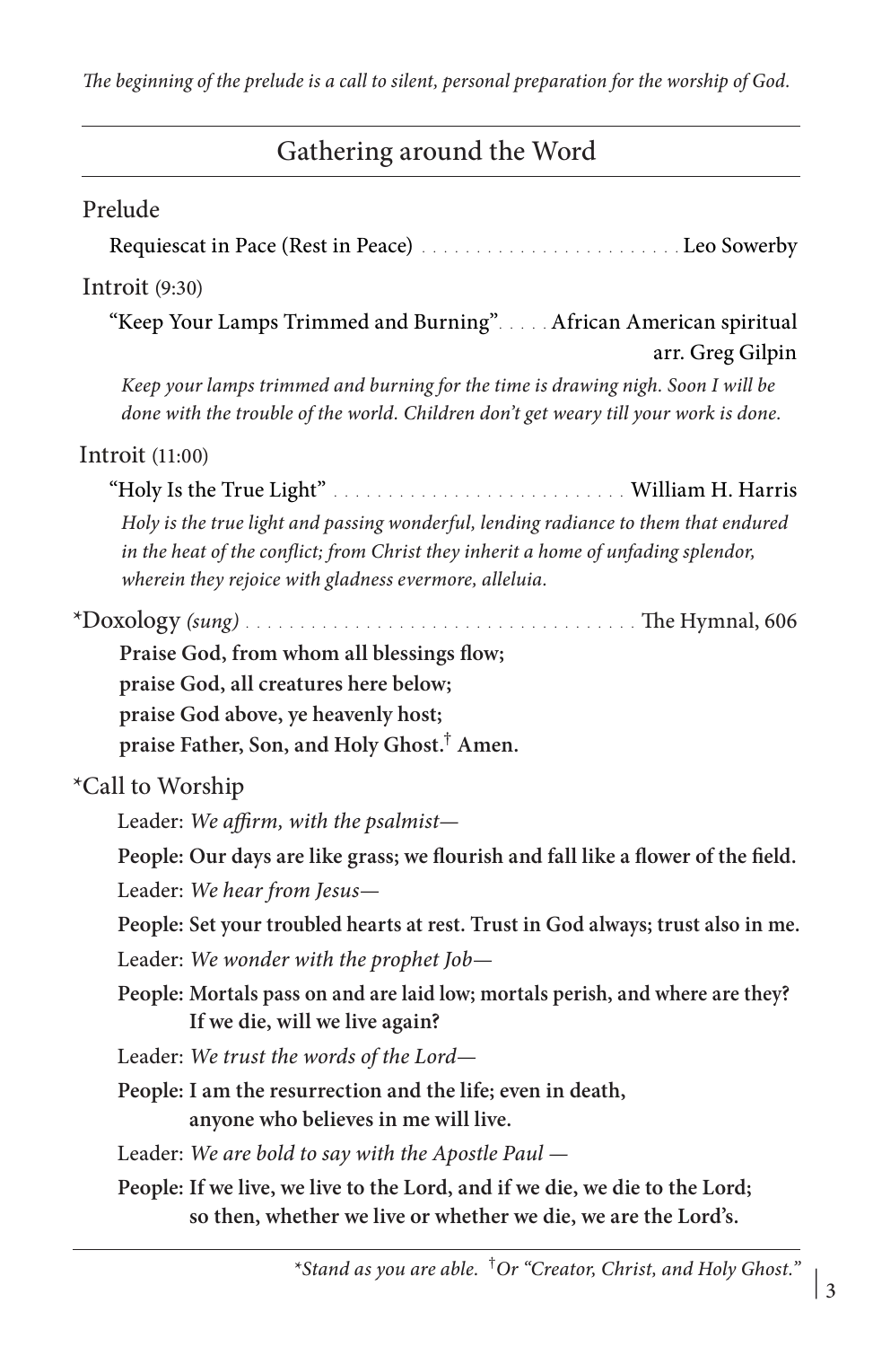*The beginning of the prelude is a call to silent, personal preparation for the worship of God.*

## Gathering around the Word

### Prelude

Requiescat in Pace (Rest in Peace) . . . . . . . . . . . . . . . . . . . . . . . . Leo Sowerby

### Introit (9:30)

"Keep Your Lamps Trimmed and Burning" . . . . . African American spiritual
arr. Greg Gilpin

*Keep your lamps trimmed and burning for the time is drawing nigh. Soon I will be done with the trouble of the world. Children don't get weary till your work is done.*

### Introit (11:00)

"Holy Is the True Light" . . . . . . . . . . . . . . . . . . . . . . . . . . . . William H. Harris

*Holy is the true light and passing wonderful, lending radiance to them that endured in the heat of the conflict; from Christ they inherit a home of unfading splendor, wherein they rejoice with gladness evermore, alleluia.*

### *Doxology *(sung)* . . . . . . . . . . . . . . . . . . . . . . . . . . . . . . . . . . . The Hymnal, 606

**Praise God, from whom all blessings flow;**
**praise God, all creatures here below;**
**praise God above, ye heavenly host;**
**praise Father, Son, and Holy Ghost.† Amen.**

### *Call to Worship

Leader: *We affirm, with the psalmist—*

**People: Our days are like grass; we flourish and fall like a flower of the field.**

Leader: *We hear from Jesus—*

**People: Set your troubled hearts at rest. Trust in God always; trust also in me.**

Leader: *We wonder with the prophet Job—*

**People: Mortals pass on and are laid low; mortals perish, and where are they? If we die, will we live again?**

Leader: *We trust the words of the Lord—*

**People: I am the resurrection and the life; even in death, anyone who believes in me will live.**

Leader: *We are bold to say with the Apostle Paul —*

**People: If we live, we live to the Lord, and if we die, we die to the Lord; so then, whether we live or whether we die, we are the Lord's.**

---

**Stand as you are able.* †*Or "Creator, Christ, and Holy Ghost."*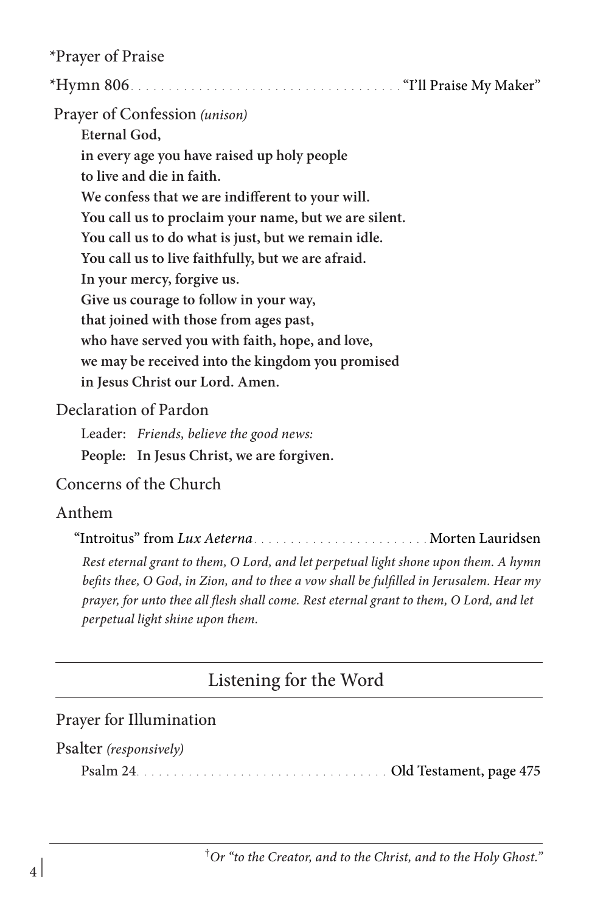*Prayer of Praise

*Hymn 806 . . . . . . . . . . . . . . . . . . . . . . . . . . . . . . . . . . "I'll Praise My Maker"

Prayer of Confession *(unison)*

**Eternal God,**
**in every age you have raised up holy people**
**to live and die in faith.**
**We confess that we are indifferent to your will.**
**You call us to proclaim your name, but we are silent.**
**You call us to do what is just, but we remain idle.**
**You call us to live faithfully, but we are afraid.**
**In your mercy, forgive us.**
**Give us courage to follow in your way,**
**that joined with those from ages past,**
**who have served you with faith, hope, and love,**
**we may be received into the kingdom you promised**
**in Jesus Christ our Lord. Amen.**

Declaration of Pardon

Leader: *Friends, believe the good news:*
**People: In Jesus Christ, we are forgiven.**

Concerns of the Church

Anthem

"Introitus" from *Lux Aeterna* . . . . . . . . . . . . . . . . . . . . . . . . Morten Lauridsen

*Rest eternal grant to them, O Lord, and let perpetual light shone upon them. A hymn befits thee, O God, in Zion, and to thee a vow shall be fulfilled in Jerusalem. Hear my prayer, for unto thee all flesh shall come. Rest eternal grant to them, O Lord, and let perpetual light shine upon them.*

## Listening for the Word

Prayer for Illumination

Psalter *(responsively)*

Psalm 24 . . . . . . . . . . . . . . . . . . . . . . . . . . . . . . . . . . Old Testament, page 475

---

[†] *Or "to the Creator, and to the Christ, and to the Holy Ghost."*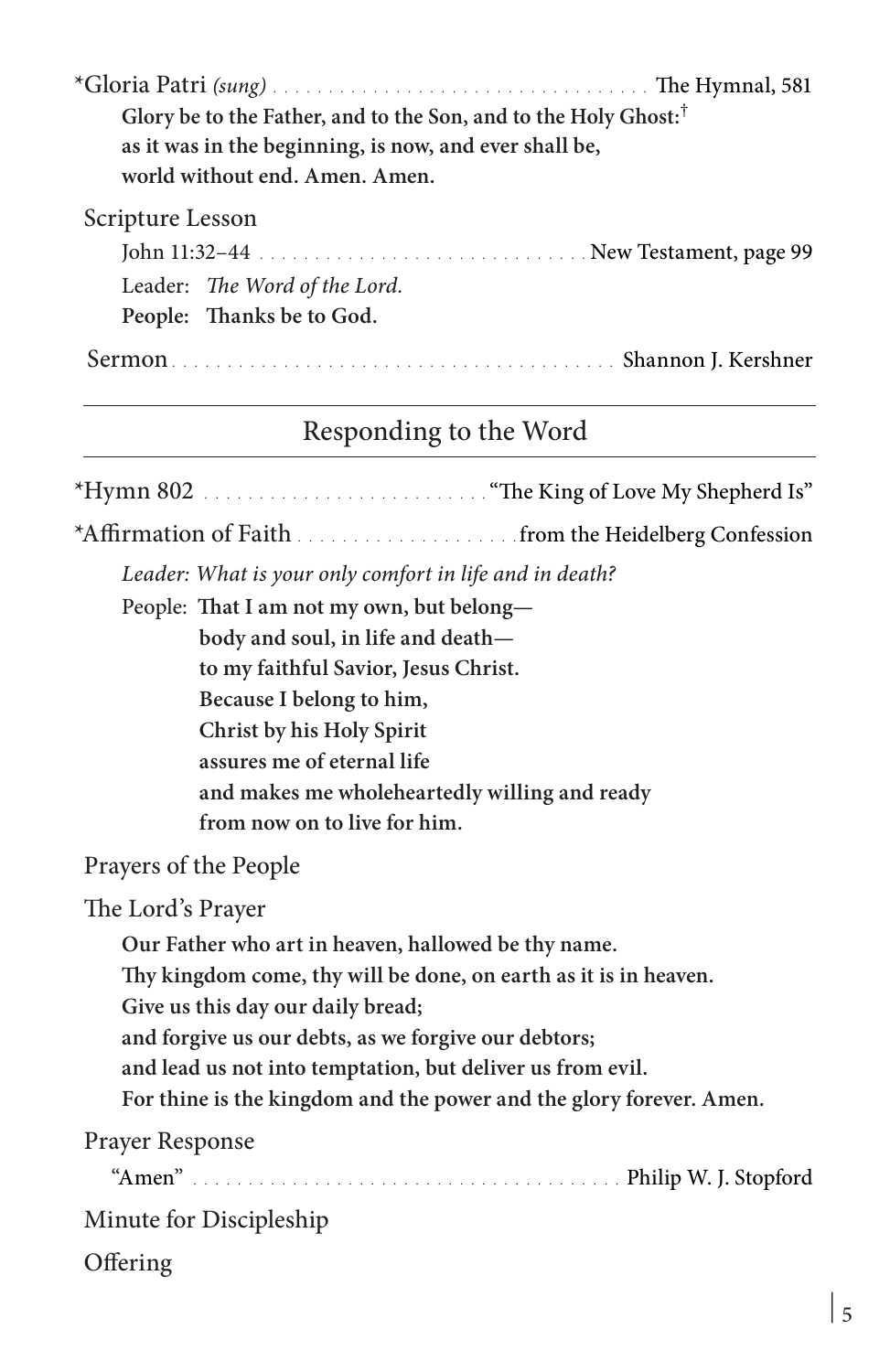*Gloria Patri *(sung)* . . . . . . . . . . . . . . . . . . . . . . . . . . . . . . . . . . The Hymnal, 581

**Glory be to the Father, and to the Son, and to the Holy Ghost:†**
**as it was in the beginning, is now, and ever shall be,**
**world without end. Amen. Amen.**

Scripture Lesson

John 11:32–44 . . . . . . . . . . . . . . . . . . . . . . . . . . . . . . New Testament, page 99

Leader: *The Word of the Lord.*
**People: Thanks be to God.**

Sermon . . . . . . . . . . . . . . . . . . . . . . . . . . . . . . . . . . . . . . . . Shannon J. Kershner

## Responding to the Word

*Hymn 802 . . . . . . . . . . . . . . . . . . . . . . . . . . "The King of Love My Shepherd Is"

*Affirmation of Faith . . . . . . . . . . . . . . . . . . . . from the Heidelberg Confession

*Leader: What is your only comfort in life and in death?*

People: **That I am not my own, but belong—**
**body and soul, in life and death—**
**to my faithful Savior, Jesus Christ.**
**Because I belong to him,**
**Christ by his Holy Spirit**
**assures me of eternal life**
**and makes me wholeheartedly willing and ready**
**from now on to live for him.**

Prayers of the People

The Lord's Prayer

**Our Father who art in heaven, hallowed be thy name.**
**Thy kingdom come, thy will be done, on earth as it is in heaven.**
**Give us this day our daily bread;**
**and forgive us our debts, as we forgive our debtors;**
**and lead us not into temptation, but deliver us from evil.**
**For thine is the kingdom and the power and the glory forever. Amen.**

Prayer Response

"Amen" . . . . . . . . . . . . . . . . . . . . . . . . . . . . . . . . . . . . . . . Philip W. J. Stopford

Minute for Discipleship

Offering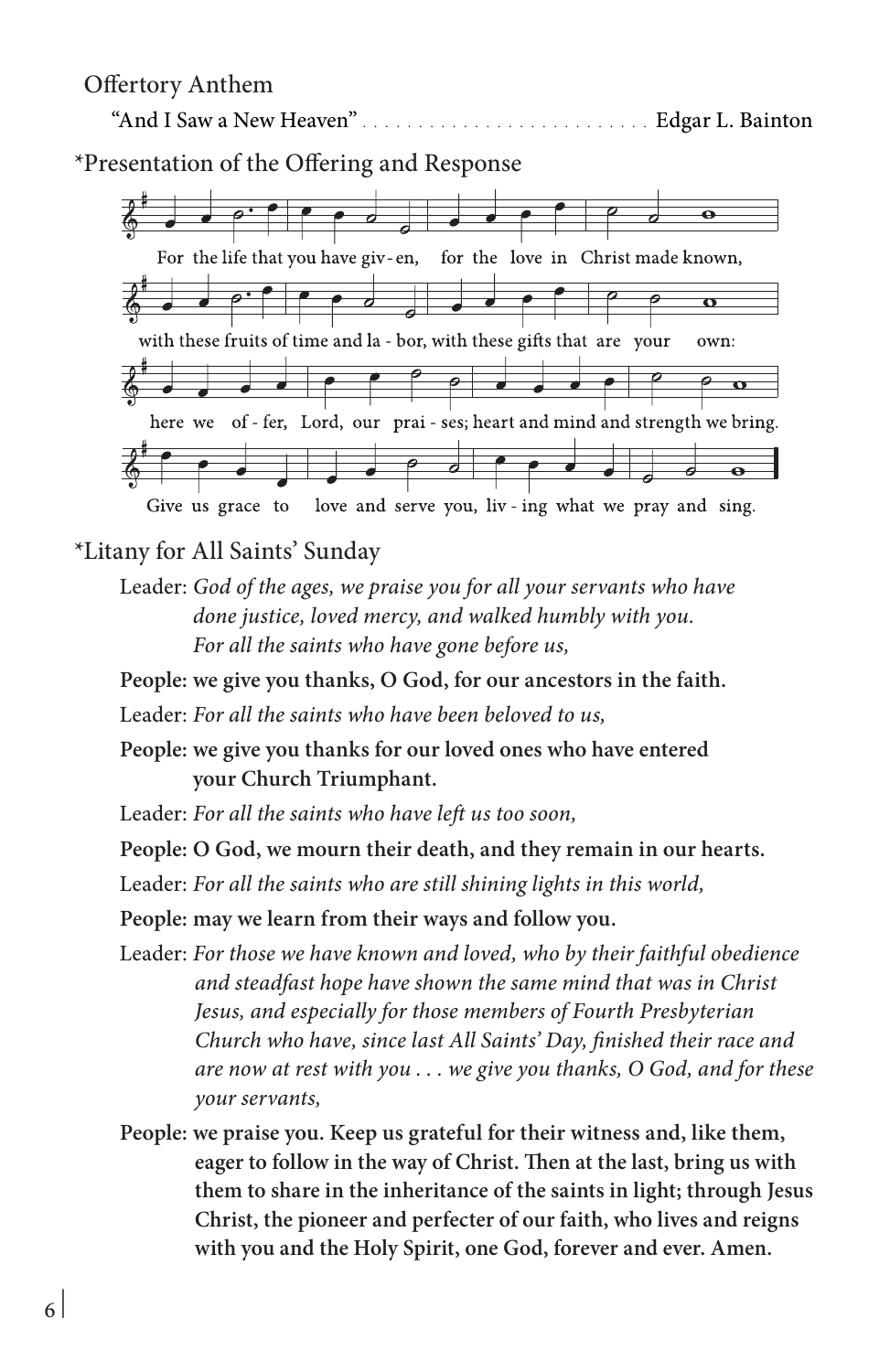Offertory Anthem

"And I Saw a New Heaven" . . . . . . . . . . . . . . . . . . . . . . . . . . Edgar L. Bainton

*Presentation of the Offering and Response

For the life that you have giv-en, for the love in Christ made known,
with these fruits of time and la - bor, with these gifts that are your own:
here we of - fer, Lord, our prai - ses; heart and mind and strength we bring.
Give us grace to love and serve you, liv - ing what we pray and sing.

*Litany for All Saints' Sunday

Leader: *God of the ages, we praise you for all your servants who have done justice, loved mercy, and walked humbly with you. For all the saints who have gone before us,*

**People: we give you thanks, O God, for our ancestors in the faith.**

Leader: *For all the saints who have been beloved to us,*

**People: we give you thanks for our loved ones who have entered your Church Triumphant.**

Leader: *For all the saints who have left us too soon,*

**People: O God, we mourn their death, and they remain in our hearts.**

Leader: *For all the saints who are still shining lights in this world,*

**People: may we learn from their ways and follow you.**

Leader: *For those we have known and loved, who by their faithful obedience and steadfast hope have shown the same mind that was in Christ Jesus, and especially for those members of Fourth Presbyterian Church who have, since last All Saints' Day, finished their race and are now at rest with you . . . we give you thanks, O God, and for these your servants,*

**People: we praise you. Keep us grateful for their witness and, like them, eager to follow in the way of Christ. Then at the last, bring us with them to share in the inheritance of the saints in light; through Jesus Christ, the pioneer and perfecter of our faith, who lives and reigns with you and the Holy Spirit, one God, forever and ever. Amen.**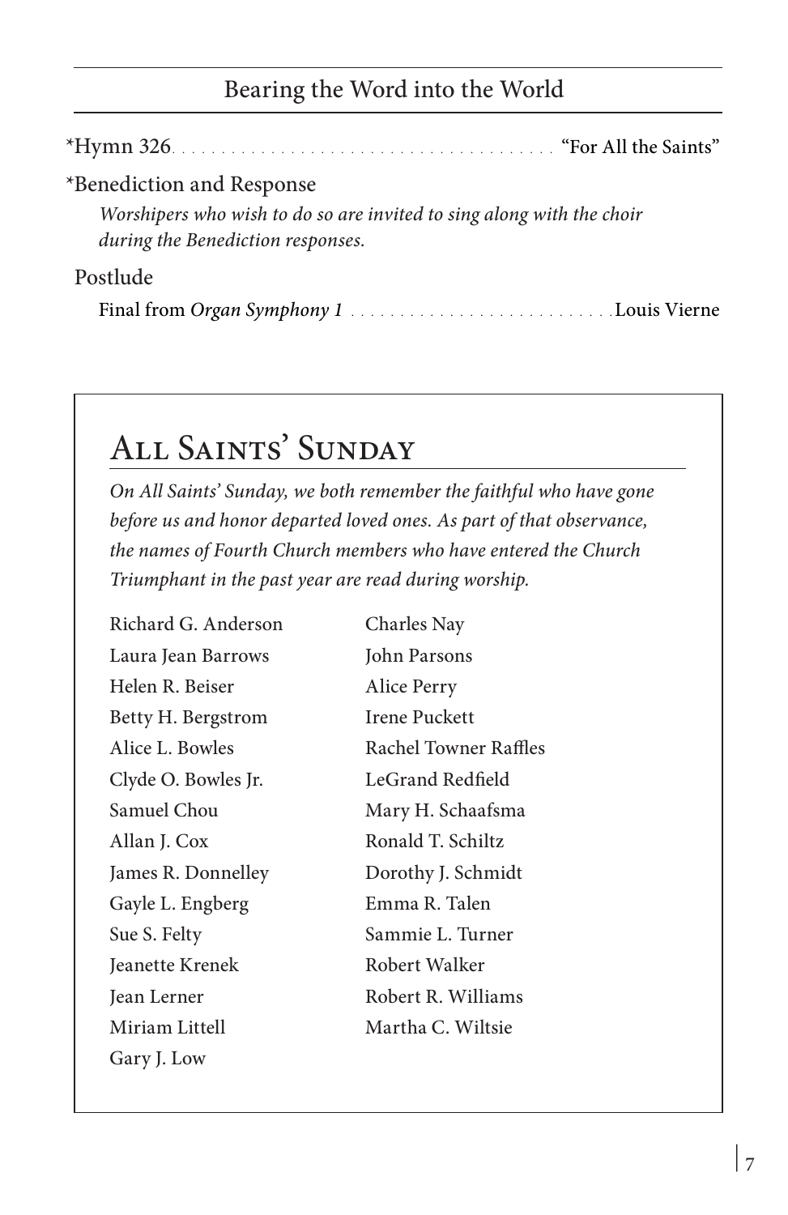## Bearing the Word into the World

*Hymn 326 . . . . . . . . . . . . . . . . . . . . . . . . . . . . . . . . . . . . . . "For All the Saints"

*Benediction and Response

*Worshipers who wish to do so are invited to sing along with the choir during the Benediction responses.*

Postlude

Final from *Organ Symphony 1* . . . . . . . . . . . . . . . . . . . . . . . . . . . Louis Vierne

## All Saints' Sunday

*On All Saints' Sunday, we both remember the faithful who have gone before us and honor departed loved ones. As part of that observance, the names of Fourth Church members who have entered the Church Triumphant in the past year are read during worship.*

Richard G. Anderson
Laura Jean Barrows
Helen R. Beiser
Betty H. Bergstrom
Alice L. Bowles
Clyde O. Bowles Jr.
Samuel Chou
Allan J. Cox
James R. Donnelley
Gayle L. Engberg
Sue S. Felty
Jeanette Krenek
Jean Lerner
Miriam Littell
Gary J. Low
Charles Nay
John Parsons
Alice Perry
Irene Puckett
Rachel Towner Raffles
LeGrand Redfield
Mary H. Schaafsma
Ronald T. Schiltz
Dorothy J. Schmidt
Emma R. Talen
Sammie L. Turner
Robert Walker
Robert R. Williams
Martha C. Wiltsie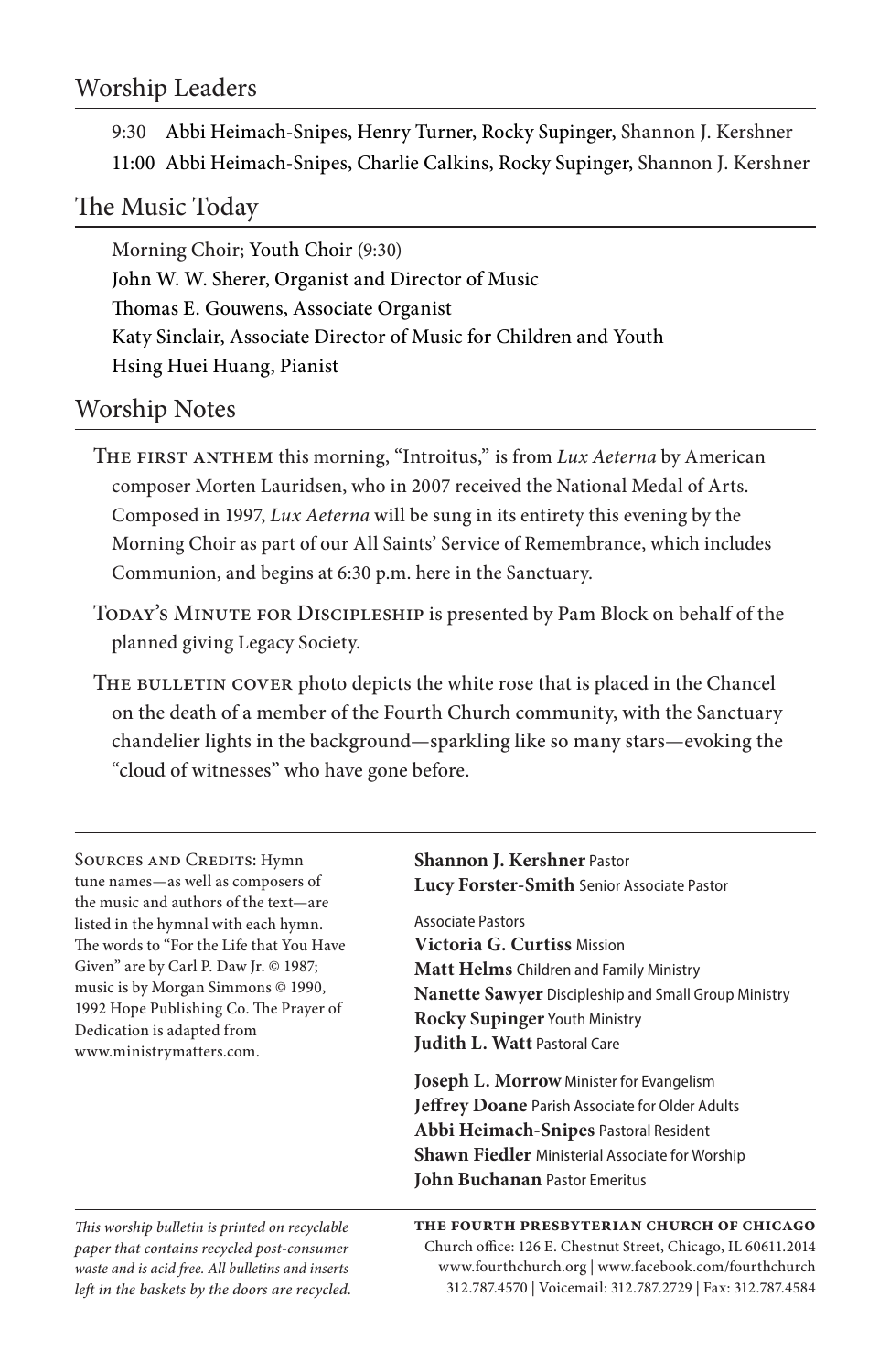## Worship Leaders

9:30 Abbi Heimach-Snipes, Henry Turner, Rocky Supinger, Shannon J. Kershner
11:00 Abbi Heimach-Snipes, Charlie Calkins, Rocky Supinger, Shannon J. Kershner

## The Music Today

Morning Choir; Youth Choir (9:30)
John W. W. Sherer, Organist and Director of Music
Thomas E. Gouwens, Associate Organist
Katy Sinclair, Associate Director of Music for Children and Youth
Hsing Huei Huang, Pianist

## Worship Notes

THE FIRST ANTHEM this morning, "Introitus," is from *Lux Aeterna* by American composer Morten Lauridsen, who in 2007 received the National Medal of Arts. Composed in 1997, *Lux Aeterna* will be sung in its entirety this evening by the Morning Choir as part of our All Saints' Service of Remembrance, which includes Communion, and begins at 6:30 p.m. here in the Sanctuary.

TODAY'S MINUTE FOR DISCIPLESHIP is presented by Pam Block on behalf of the planned giving Legacy Society.

THE BULLETIN COVER photo depicts the white rose that is placed in the Chancel on the death of a member of the Fourth Church community, with the Sanctuary chandelier lights in the background—sparkling like so many stars—evoking the "cloud of witnesses" who have gone before.

---

SOURCES AND CREDITS: Hymn tune names—as well as composers of the music and authors of the text—are listed in the hymnal with each hymn. The words to "For the Life that You Have Given" are by Carl P. Daw Jr. © 1987; music is by Morgan Simmons © 1990, 1992 Hope Publishing Co. The Prayer of Dedication is adapted from www.ministrymatters.com.

**Shannon J. Kershner** Pastor
**Lucy Forster-Smith** Senior Associate Pastor

Associate Pastors
**Victoria G. Curtiss** Mission
**Matt Helms** Children and Family Ministry
**Nanette Sawyer** Discipleship and Small Group Ministry
**Rocky Supinger** Youth Ministry
**Judith L. Watt** Pastoral Care

**Joseph L. Morrow** Minister for Evangelism
**Jeffrey Doane** Parish Associate for Older Adults
**Abbi Heimach-Snipes** Pastoral Resident
**Shawn Fiedler** Ministerial Associate for Worship
**John Buchanan** Pastor Emeritus

---

*This worship bulletin is printed on recyclable paper that contains recycled post-consumer waste and is acid free. All bulletins and inserts left in the baskets by the doors are recycled.*

**THE FOURTH PRESBYTERIAN CHURCH OF CHICAGO**
Church office: 126 E. Chestnut Street, Chicago, IL 60611.2014
www.fourthchurch.org | www.facebook.com/fourthchurch
312.787.4570 | Voicemail: 312.787.2729 | Fax: 312.787.4584